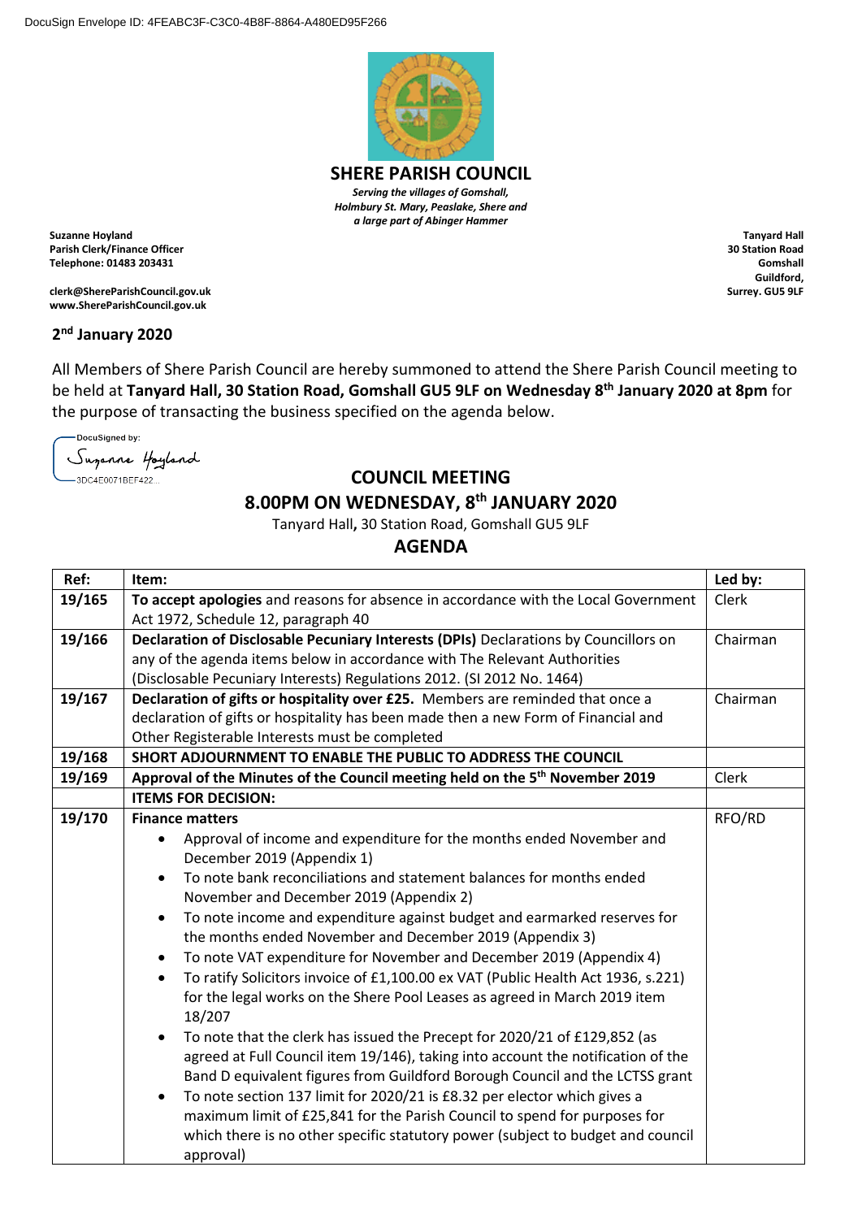DocuSign Envelope ID: 4FEABC3F-C3C0-4B8F-8864-A480ED95F266

# SHERE PARISH COUNCIL

*Serving the villages of Gomshall, Holmbury St. Mary, Peaslake, Shere and a large part of Abinger Hammer*

**Suzanne Hoyland**
**Parish Clerk/Finance Officer**
**Telephone: 01483 203431**

**clerk@ShereParishCouncil.gov.uk**
**www.ShereParishCouncil.gov.uk**

**Tanyard Hall**
**30 Station Road**
**Gomshall**
**Guildford,**
**Surrey. GU5 9LF**

**2nd January 2020**

All Members of Shere Parish Council are hereby summoned to attend the Shere Parish Council meeting to be held at **Tanyard Hall, 30 Station Road, Gomshall GU5 9LF on Wednesday 8th January 2020 at 8pm** for the purpose of transacting the business specified on the agenda below.

DocuSigned by:
Suzanne Hoyland
3DC4E0071BEF422...

## COUNCIL MEETING
## 8.00PM ON WEDNESDAY, 8th JANUARY 2020

Tanyard Hall, 30 Station Road, Gomshall GU5 9LF

## AGENDA

| Ref: | Item: | Led by: |
|---|---|---|
| 19/165 | **To accept apologies** and reasons for absence in accordance with the Local Government Act 1972, Schedule 12, paragraph 40 | Clerk |
| 19/166 | **Declaration of Disclosable Pecuniary Interests (DPIs)** Declarations by Councillors on any of the agenda items below in accordance with The Relevant Authorities (Disclosable Pecuniary Interests) Regulations 2012. (SI 2012 No. 1464) | Chairman |
| 19/167 | **Declaration of gifts or hospitality over £25.** Members are reminded that once a declaration of gifts or hospitality has been made then a new Form of Financial and Other Registerable Interests must be completed | Chairman |
| 19/168 | **SHORT ADJOURNMENT TO ENABLE THE PUBLIC TO ADDRESS THE COUNCIL** | |
| 19/169 | **Approval of the Minutes of the Council meeting held on the 5th November 2019** | Clerk |
| | **ITEMS FOR DECISION:** | |
| 19/170 | **Finance matters**<br>• Approval of income and expenditure for the months ended November and December 2019 (Appendix 1)<br>• To note bank reconciliations and statement balances for months ended November and December 2019 (Appendix 2)<br>• To note income and expenditure against budget and earmarked reserves for the months ended November and December 2019 (Appendix 3)<br>• To note VAT expenditure for November and December 2019 (Appendix 4)<br>• To ratify Solicitors invoice of £1,100.00 ex VAT (Public Health Act 1936, s.221) for the legal works on the Shere Pool Leases as agreed in March 2019 item 18/207<br>• To note that the clerk has issued the Precept for 2020/21 of £129,852 (as agreed at Full Council item 19/146), taking into account the notification of the Band D equivalent figures from Guildford Borough Council and the LCTSS grant<br>• To note section 137 limit for 2020/21 is £8.32 per elector which gives a maximum limit of £25,841 for the Parish Council to spend for purposes for which there is no other specific statutory power (subject to budget and council approval) | RFO/RD |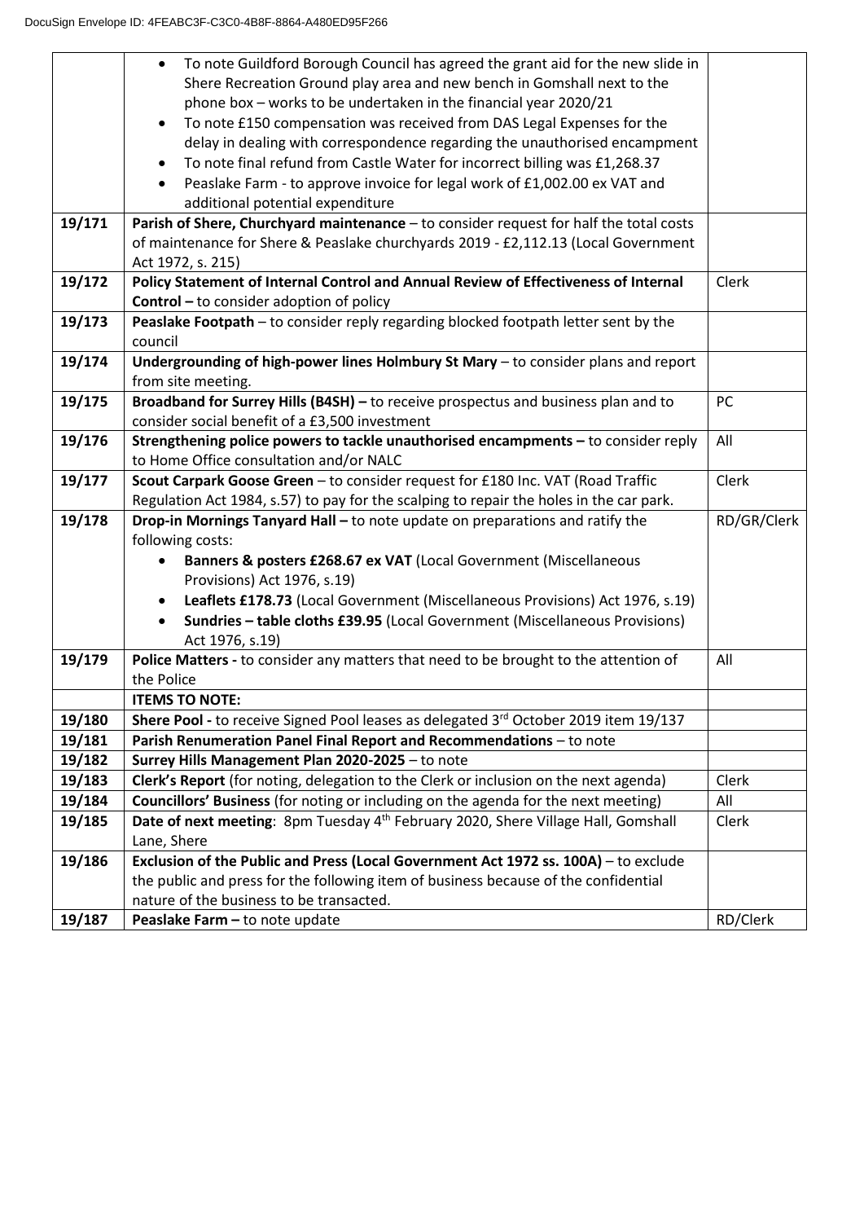DocuSign Envelope ID: 4FEABC3F-C3C0-4B8F-8864-A480ED95F266

| | | |
|---|---|---|
| | • To note Guildford Borough Council has agreed the grant aid for the new slide in Shere Recreation Ground play area and new bench in Gomshall next to the phone box – works to be undertaken in the financial year 2020/21<br>• To note £150 compensation was received from DAS Legal Expenses for the delay in dealing with correspondence regarding the unauthorised encampment<br>• To note final refund from Castle Water for incorrect billing was £1,268.37<br>• Peaslake Farm - to approve invoice for legal work of £1,002.00 ex VAT and additional potential expenditure | |
| **19/171** | **Parish of Shere, Churchyard maintenance** – to consider request for half the total costs of maintenance for Shere & Peaslake churchyards 2019 - £2,112.13 (Local Government Act 1972, s. 215) | |
| **19/172** | **Policy Statement of Internal Control and Annual Review of Effectiveness of Internal Control –** to consider adoption of policy | Clerk |
| **19/173** | **Peaslake Footpath** – to consider reply regarding blocked footpath letter sent by the council | |
| **19/174** | **Undergrounding of high-power lines Holmbury St Mary** – to consider plans and report from site meeting. | |
| **19/175** | **Broadband for Surrey Hills (B4SH) –** to receive prospectus and business plan and to consider social benefit of a £3,500 investment | PC |
| **19/176** | **Strengthening police powers to tackle unauthorised encampments –** to consider reply to Home Office consultation and/or NALC | All |
| **19/177** | **Scout Carpark Goose Green** – to consider request for £180 Inc. VAT (Road Traffic Regulation Act 1984, s.57) to pay for the scalping to repair the holes in the car park. | Clerk |
| **19/178** | **Drop-in Mornings Tanyard Hall –** to note update on preparations and ratify the following costs:<br>• **Banners & posters £268.67 ex VAT** (Local Government (Miscellaneous Provisions) Act 1976, s.19)<br>• **Leaflets £178.73** (Local Government (Miscellaneous Provisions) Act 1976, s.19)<br>• **Sundries – table cloths £39.95** (Local Government (Miscellaneous Provisions) Act 1976, s.19) | RD/GR/Clerk |
| **19/179** | **Police Matters -** to consider any matters that need to be brought to the attention of the Police | All |
| | **ITEMS TO NOTE:** | |
| **19/180** | **Shere Pool -** to receive Signed Pool leases as delegated 3rd October 2019 item 19/137 | |
| **19/181** | **Parish Renumeration Panel Final Report and Recommendations** – to note | |
| **19/182** | **Surrey Hills Management Plan 2020-2025** – to note | |
| **19/183** | **Clerk's Report** (for noting, delegation to the Clerk or inclusion on the next agenda) | Clerk |
| **19/184** | **Councillors' Business** (for noting or including on the agenda for the next meeting) | All |
| **19/185** | **Date of next meeting**: 8pm Tuesday 4th February 2020, Shere Village Hall, Gomshall Lane, Shere | Clerk |
| **19/186** | **Exclusion of the Public and Press (Local Government Act 1972 ss. 100A)** – to exclude the public and press for the following item of business because of the confidential nature of the business to be transacted. | |
| **19/187** | **Peaslake Farm –** to note update | RD/Clerk |